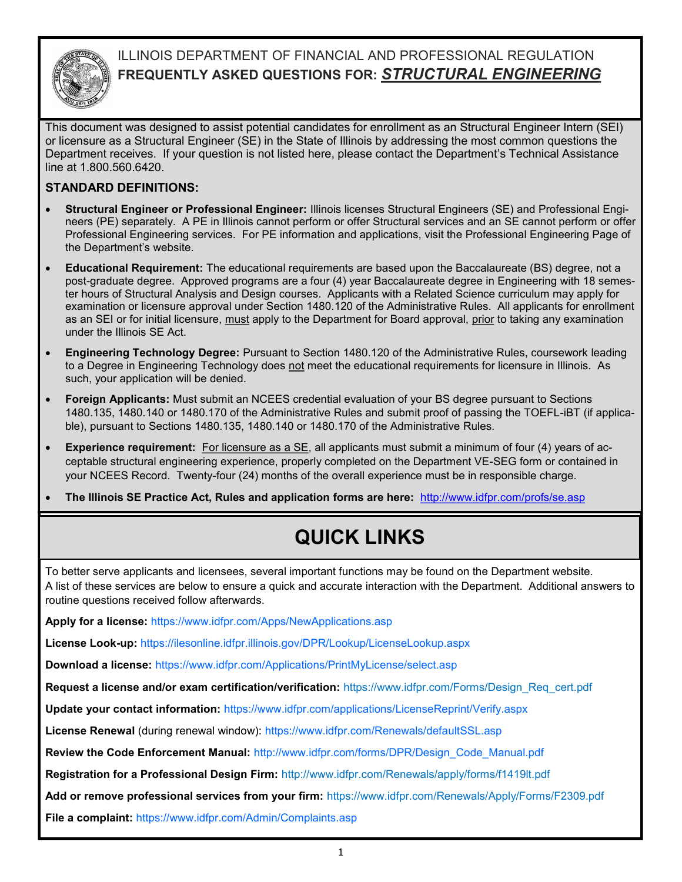ILLINOIS DEPARTMENT OF FINANCIAL AND PROFESSIONAL REGULATION

# FREQUENTLY ASKED QUESTIONS FOR: ***STRUCTURAL ENGINEERING***

This document was designed to assist potential candidates for enrollment as an Structural Engineer Intern (SEI) or licensure as a Structural Engineer (SE) in the State of Illinois by addressing the most common questions the Department receives. If your question is not listed here, please contact the Department's Technical Assistance line at 1.800.560.6420.

## STANDARD DEFINITIONS:

- **Structural Engineer or Professional Engineer:** Illinois licenses Structural Engineers (SE) and Professional Engineers (PE) separately. A PE in Illinois cannot perform or offer Structural services and an SE cannot perform or offer Professional Engineering services. For PE information and applications, visit the Professional Engineering Page of the Department's website.
- **Educational Requirement:** The educational requirements are based upon the Baccalaureate (BS) degree, not a post-graduate degree. Approved programs are a four (4) year Baccalaureate degree in Engineering with 18 semester hours of Structural Analysis and Design courses. Applicants with a Related Science curriculum may apply for examination or licensure approval under Section 1480.120 of the Administrative Rules. All applicants for enrollment as an SEI or for initial licensure, must apply to the Department for Board approval, prior to taking any examination under the Illinois SE Act.
- **Engineering Technology Degree:** Pursuant to Section 1480.120 of the Administrative Rules, coursework leading to a Degree in Engineering Technology does not meet the educational requirements for licensure in Illinois. As such, your application will be denied.
- **Foreign Applicants:** Must submit an NCEES credential evaluation of your BS degree pursuant to Sections 1480.135, 1480.140 or 1480.170 of the Administrative Rules and submit proof of passing the TOEFL-iBT (if applicable), pursuant to Sections 1480.135, 1480.140 or 1480.170 of the Administrative Rules.
- **Experience requirement:** For licensure as a SE, all applicants must submit a minimum of four (4) years of acceptable structural engineering experience, properly completed on the Department VE-SEG form or contained in your NCEES Record. Twenty-four (24) months of the overall experience must be in responsible charge.
- **The Illinois SE Practice Act, Rules and application forms are here:** http://www.idfpr.com/profs/se.asp

## QUICK LINKS

To better serve applicants and licensees, several important functions may be found on the Department website. A list of these services are below to ensure a quick and accurate interaction with the Department. Additional answers to routine questions received follow afterwards.

**Apply for a license:** https://www.idfpr.com/Apps/NewApplications.asp

**License Look-up:** https://ilesonline.idfpr.illinois.gov/DPR/Lookup/LicenseLookup.aspx

**Download a license:** https://www.idfpr.com/Applications/PrintMyLicense/select.asp

**Request a license and/or exam certification/verification:** https://www.idfpr.com/Forms/Design_Req_cert.pdf

**Update your contact information:** https://www.idfpr.com/applications/LicenseReprint/Verify.aspx

**License Renewal** (during renewal window): https://www.idfpr.com/Renewals/defaultSSL.asp

**Review the Code Enforcement Manual:** http://www.idfpr.com/forms/DPR/Design_Code_Manual.pdf

**Registration for a Professional Design Firm:** http://www.idfpr.com/Renewals/apply/forms/f1419lt.pdf

**Add or remove professional services from your firm:** https://www.idfpr.com/Renewals/Apply/Forms/F2309.pdf

**File a complaint:** https://www.idfpr.com/Admin/Complaints.asp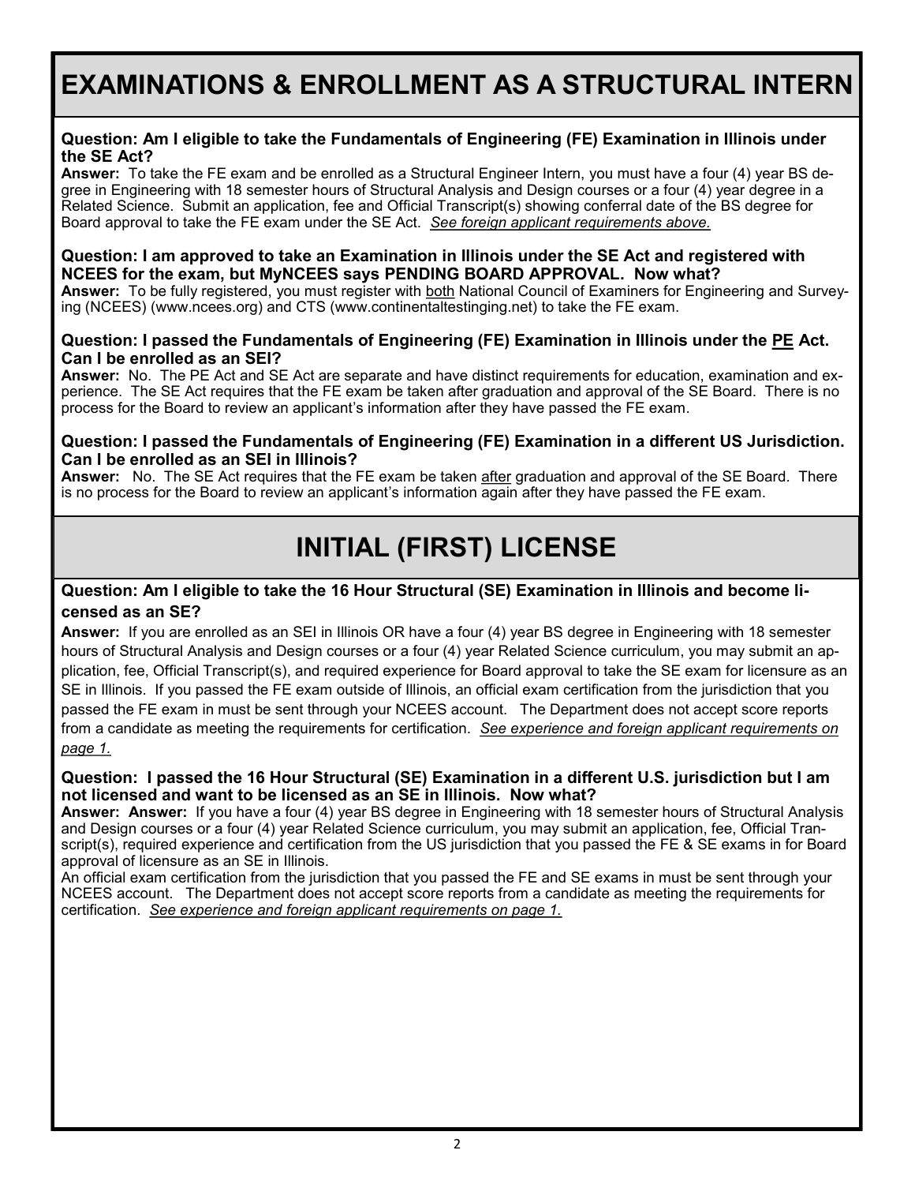# EXAMINATIONS & ENROLLMENT AS A STRUCTURAL INTERN

**Question: Am I eligible to take the Fundamentals of Engineering (FE) Examination in Illinois under the SE Act?**

**Answer:** To take the FE exam and be enrolled as a Structural Engineer Intern, you must have a four (4) year BS degree in Engineering with 18 semester hours of Structural Analysis and Design courses or a four (4) year degree in a Related Science. Submit an application, fee and Official Transcript(s) showing conferral date of the BS degree for Board approval to take the FE exam under the SE Act. *See foreign applicant requirements above.*

**Question: I am approved to take an Examination in Illinois under the SE Act and registered with NCEES for the exam, but MyNCEES says PENDING BOARD APPROVAL. Now what?**

**Answer:** To be fully registered, you must register with both National Council of Examiners for Engineering and Surveying (NCEES) (www.ncees.org) and CTS (www.continentaltestinging.net) to take the FE exam.

**Question: I passed the Fundamentals of Engineering (FE) Examination in Illinois under the PE Act. Can I be enrolled as an SEI?**

**Answer:** No. The PE Act and SE Act are separate and have distinct requirements for education, examination and experience. The SE Act requires that the FE exam be taken after graduation and approval of the SE Board. There is no process for the Board to review an applicant's information after they have passed the FE exam.

**Question: I passed the Fundamentals of Engineering (FE) Examination in a different US Jurisdiction. Can I be enrolled as an SEI in Illinois?**

**Answer:** No. The SE Act requires that the FE exam be taken after graduation and approval of the SE Board. There is no process for the Board to review an applicant's information again after they have passed the FE exam.

# INITIAL (FIRST) LICENSE

**Question: Am I eligible to take the 16 Hour Structural (SE) Examination in Illinois and become licensed as an SE?**

**Answer:** If you are enrolled as an SEI in Illinois OR have a four (4) year BS degree in Engineering with 18 semester hours of Structural Analysis and Design courses or a four (4) year Related Science curriculum, you may submit an application, fee, Official Transcript(s), and required experience for Board approval to take the SE exam for licensure as an SE in Illinois. If you passed the FE exam outside of Illinois, an official exam certification from the jurisdiction that you passed the FE exam in must be sent through your NCEES account. The Department does not accept score reports from a candidate as meeting the requirements for certification. *See experience and foreign applicant requirements on page 1.*

**Question: I passed the 16 Hour Structural (SE) Examination in a different U.S. jurisdiction but I am not licensed and want to be licensed as an SE in Illinois. Now what?**

**Answer: Answer:** If you have a four (4) year BS degree in Engineering with 18 semester hours of Structural Analysis and Design courses or a four (4) year Related Science curriculum, you may submit an application, fee, Official Transcript(s), required experience and certification from the US jurisdiction that you passed the FE & SE exams in for Board approval of licensure as an SE in Illinois.

An official exam certification from the jurisdiction that you passed the FE and SE exams in must be sent through your NCEES account. The Department does not accept score reports from a candidate as meeting the requirements for certification. *See experience and foreign applicant requirements on page 1.*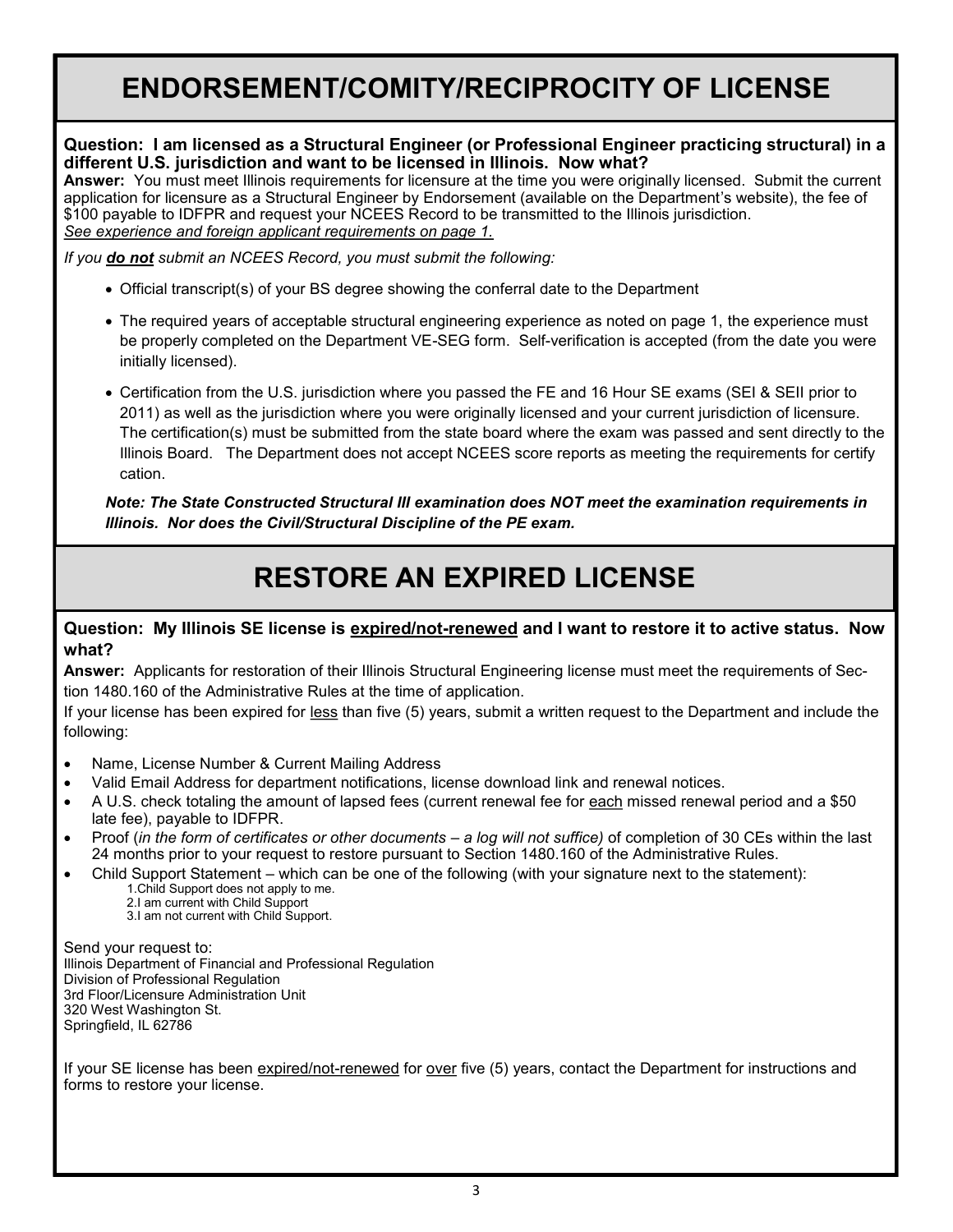# ENDORSEMENT/COMITY/RECIPROCITY OF LICENSE

**Question: I am licensed as a Structural Engineer (or Professional Engineer practicing structural) in a different U.S. jurisdiction and want to be licensed in Illinois. Now what?**

**Answer:** You must meet Illinois requirements for licensure at the time you were originally licensed. Submit the current application for licensure as a Structural Engineer by Endorsement (available on the Department's website), the fee of $100 payable to IDFPR and request your NCEES Record to be transmitted to the Illinois jurisdiction.
*See experience and foreign applicant requirements on page 1.*

*If you **do not** submit an NCEES Record, you must submit the following:*

- Official transcript(s) of your BS degree showing the conferral date to the Department
- The required years of acceptable structural engineering experience as noted on page 1, the experience must be properly completed on the Department VE-SEG form. Self-verification is accepted (from the date you were initially licensed).
- Certification from the U.S. jurisdiction where you passed the FE and 16 Hour SE exams (SEI & SEII prior to 2011) as well as the jurisdiction where you were originally licensed and your current jurisdiction of licensure. The certification(s) must be submitted from the state board where the exam was passed and sent directly to the Illinois Board. The Department does not accept NCEES score reports as meeting the requirements for certify cation.

***Note: The State Constructed Structural III examination does NOT meet the examination requirements in Illinois. Nor does the Civil/Structural Discipline of the PE exam.***

# RESTORE AN EXPIRED LICENSE

**Question: My Illinois SE license is expired/not-renewed and I want to restore it to active status. Now what?**

**Answer:** Applicants for restoration of their Illinois Structural Engineering license must meet the requirements of Section 1480.160 of the Administrative Rules at the time of application.

If your license has been expired for less than five (5) years, submit a written request to the Department and include the following:

- Name, License Number & Current Mailing Address
- Valid Email Address for department notifications, license download link and renewal notices.
- A U.S. check totaling the amount of lapsed fees (current renewal fee for each missed renewal period and a $50 late fee), payable to IDFPR.
- Proof (*in the form of certificates or other documents – a log will not suffice)* of completion of 30 CEs within the last 24 months prior to your request to restore pursuant to Section 1480.160 of the Administrative Rules.
- Child Support Statement – which can be one of the following (with your signature next to the statement):
  1. Child Support does not apply to me.
  2. I am current with Child Support
  3. I am not current with Child Support.

Send your request to:
Illinois Department of Financial and Professional Regulation
Division of Professional Regulation
3rd Floor/Licensure Administration Unit
320 West Washington St.
Springfield, IL 62786

If your SE license has been expired/not-renewed for over five (5) years, contact the Department for instructions and forms to restore your license.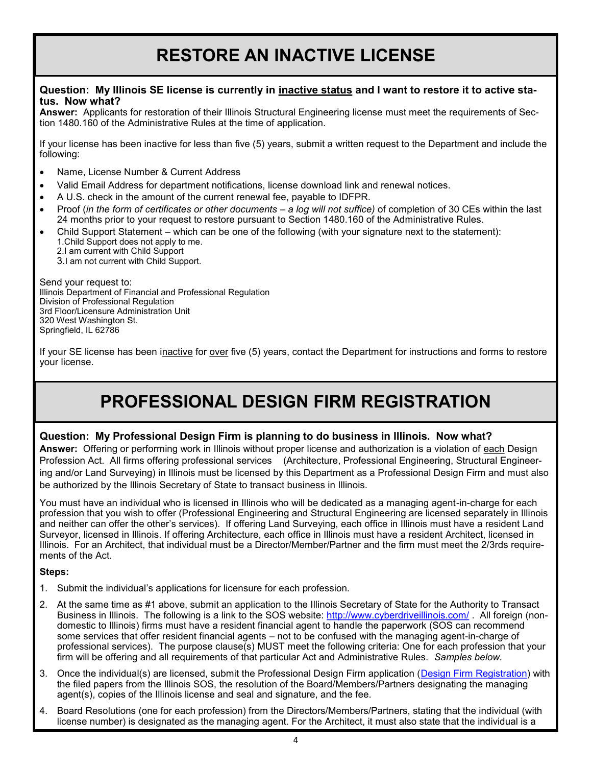# RESTORE AN INACTIVE LICENSE

**Question: My Illinois SE license is currently in inactive status and I want to restore it to active status. Now what?**

**Answer:** Applicants for restoration of their Illinois Structural Engineering license must meet the requirements of Section 1480.160 of the Administrative Rules at the time of application.

If your license has been inactive for less than five (5) years, submit a written request to the Department and include the following:

- Name, License Number & Current Address
- Valid Email Address for department notifications, license download link and renewal notices.
- A U.S. check in the amount of the current renewal fee, payable to IDFPR.
- Proof (*in the form of certificates or other documents – a log will not suffice)* of completion of 30 CEs within the last 24 months prior to your request to restore pursuant to Section 1480.160 of the Administrative Rules.
- Child Support Statement – which can be one of the following (with your signature next to the statement):
  1. Child Support does not apply to me.
  2. I am current with Child Support
  3. I am not current with Child Support.

Send your request to:
Illinois Department of Financial and Professional Regulation
Division of Professional Regulation
3rd Floor/Licensure Administration Unit
320 West Washington St.
Springfield, IL 62786

If your SE license has been inactive for over five (5) years, contact the Department for instructions and forms to restore your license.

# PROFESSIONAL DESIGN FIRM REGISTRATION

**Question: My Professional Design Firm is planning to do business in Illinois. Now what?**

**Answer:** Offering or performing work in Illinois without proper license and authorization is a violation of each Design Profession Act. All firms offering professional services (Architecture, Professional Engineering, Structural Engineering and/or Land Surveying) in Illinois must be licensed by this Department as a Professional Design Firm and must also be authorized by the Illinois Secretary of State to transact business in Illinois.

You must have an individual who is licensed in Illinois who will be dedicated as a managing agent-in-charge for each profession that you wish to offer (Professional Engineering and Structural Engineering are licensed separately in Illinois and neither can offer the other's services). If offering Land Surveying, each office in Illinois must have a resident Land Surveyor, licensed in Illinois. If offering Architecture, each office in Illinois must have a resident Architect, licensed in Illinois. For an Architect, that individual must be a Director/Member/Partner and the firm must meet the 2/3rds requirements of the Act.

**Steps:**

1. Submit the individual's applications for licensure for each profession.
2. At the same time as #1 above, submit an application to the Illinois Secretary of State for the Authority to Transact Business in Illinois. The following is a link to the SOS website: http://www.cyberdriveillinois.com/ . All foreign (non-domestic to Illinois) firms must have a resident financial agent to handle the paperwork (SOS can recommend some services that offer resident financial agents – not to be confused with the managing agent-in-charge of professional services). The purpose clause(s) MUST meet the following criteria: One for each profession that your firm will be offering and all requirements of that particular Act and Administrative Rules. *Samples below.*
3. Once the individual(s) are licensed, submit the Professional Design Firm application (Design Firm Registration) with the filed papers from the Illinois SOS, the resolution of the Board/Members/Partners designating the managing agent(s), copies of the Illinois license and seal and signature, and the fee.
4. Board Resolutions (one for each profession) from the Directors/Members/Partners, stating that the individual (with license number) is designated as the managing agent. For the Architect, it must also state that the individual is a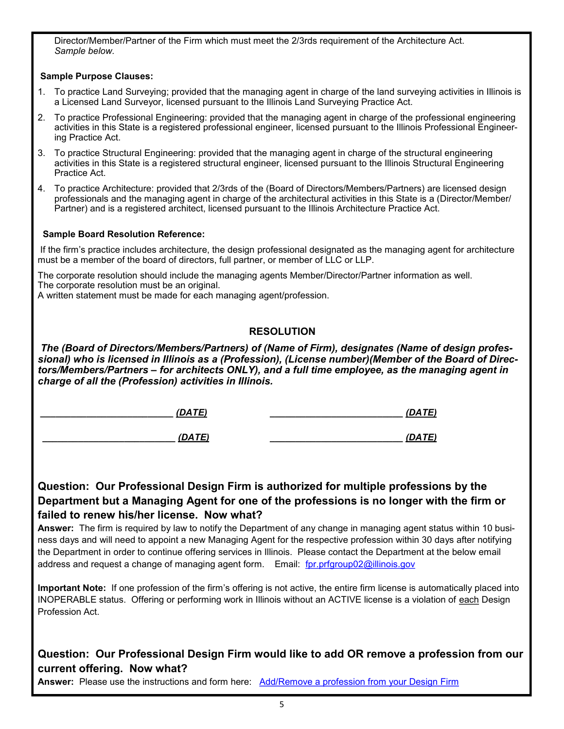Director/Member/Partner of the Firm which must meet the 2/3rds requirement of the Architecture Act. *Sample below.*

**Sample Purpose Clauses:**

1. To practice Land Surveying; provided that the managing agent in charge of the land surveying activities in Illinois is a Licensed Land Surveyor, licensed pursuant to the Illinois Land Surveying Practice Act.
2. To practice Professional Engineering: provided that the managing agent in charge of the professional engineering activities in this State is a registered professional engineer, licensed pursuant to the Illinois Professional Engineering Practice Act.
3. To practice Structural Engineering: provided that the managing agent in charge of the structural engineering activities in this State is a registered structural engineer, licensed pursuant to the Illinois Structural Engineering Practice Act.
4. To practice Architecture: provided that 2/3rds of the (Board of Directors/Members/Partners) are licensed design professionals and the managing agent in charge of the architectural activities in this State is a (Director/Member/Partner) and is a registered architect, licensed pursuant to the Illinois Architecture Practice Act.

**Sample Board Resolution Reference:**

If the firm's practice includes architecture, the design professional designated as the managing agent for architecture must be a member of the board of directors, full partner, or member of LLC or LLP.

The corporate resolution should include the managing agents Member/Director/Partner information as well.
The corporate resolution must be an original.
A written statement must be made for each managing agent/profession.

**RESOLUTION**

***The (Board of Directors/Members/Partners) of (Name of Firm), designates (Name of design professional) who is licensed in Illinois as a (Profession), (License number)(Member of the Board of Directors/Members/Partners – for architects ONLY), and a full time employee, as the managing agent in charge of all the (Profession) activities in Illinois.***

_________________________ (DATE) _________________________ (DATE)

_________________________ (DATE) _________________________ (DATE)

## Question: Our Professional Design Firm is authorized for multiple professions by the Department but a Managing Agent for one of the professions is no longer with the firm or failed to renew his/her license. Now what?

**Answer:** The firm is required by law to notify the Department of any change in managing agent status within 10 business days and will need to appoint a new Managing Agent for the respective profession within 30 days after notifying the Department in order to continue offering services in Illinois. Please contact the Department at the below email address and request a change of managing agent form. Email: fpr.prfgroup02@illinois.gov

**Important Note:** If one profession of the firm's offering is not active, the entire firm license is automatically placed into INOPERABLE status. Offering or performing work in Illinois without an ACTIVE license is a violation of each Design Profession Act.

## Question: Our Professional Design Firm would like to add OR remove a profession from our current offering. Now what?

**Answer:** Please use the instructions and form here: Add/Remove a profession from your Design Firm